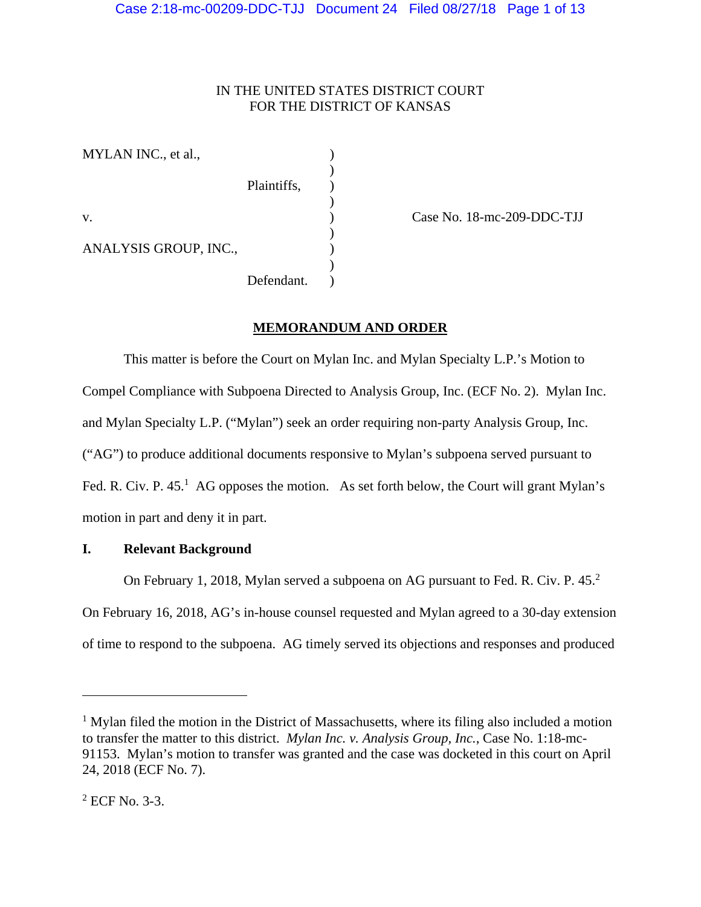IN THE UNITED STATES DISTRICT COURT
FOR THE DISTRICT OF KANSAS

MYLAN INC., et al.,

Plaintiffs,

v.

ANALYSIS GROUP, INC.,

Defendant.

Case No. 18-mc-209-DDC-TJJ

## MEMORANDUM AND ORDER

This matter is before the Court on Mylan Inc. and Mylan Specialty L.P.'s Motion to Compel Compliance with Subpoena Directed to Analysis Group, Inc. (ECF No. 2). Mylan Inc. and Mylan Specialty L.P. ("Mylan") seek an order requiring non-party Analysis Group, Inc. ("AG") to produce additional documents responsive to Mylan's subpoena served pursuant to Fed. R. Civ. P. 45.[1] AG opposes the motion. As set forth below, the Court will grant Mylan's motion in part and deny it in part.

### I. Relevant Background

On February 1, 2018, Mylan served a subpoena on AG pursuant to Fed. R. Civ. P. 45.[2] On February 16, 2018, AG's in-house counsel requested and Mylan agreed to a 30-day extension of time to respond to the subpoena. AG timely served its objections and responses and produced

---

[1] Mylan filed the motion in the District of Massachusetts, where its filing also included a motion to transfer the matter to this district. *Mylan Inc. v. Analysis Group, Inc.*, Case No. 1:18-mc-91153. Mylan's motion to transfer was granted and the case was docketed in this court on April 24, 2018 (ECF No. 7).

[2] ECF No. 3-3.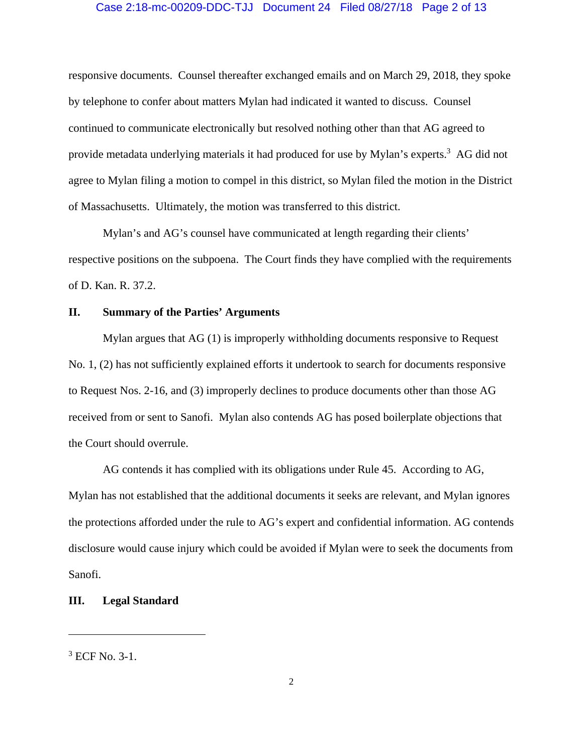responsive documents. Counsel thereafter exchanged emails and on March 29, 2018, they spoke by telephone to confer about matters Mylan had indicated it wanted to discuss. Counsel continued to communicate electronically but resolved nothing other than that AG agreed to provide metadata underlying materials it had produced for use by Mylan's experts.[3] AG did not agree to Mylan filing a motion to compel in this district, so Mylan filed the motion in the District of Massachusetts. Ultimately, the motion was transferred to this district.

Mylan's and AG's counsel have communicated at length regarding their clients' respective positions on the subpoena. The Court finds they have complied with the requirements of D. Kan. R. 37.2.

## II. Summary of the Parties' Arguments

Mylan argues that AG (1) is improperly withholding documents responsive to Request No. 1, (2) has not sufficiently explained efforts it undertook to search for documents responsive to Request Nos. 2-16, and (3) improperly declines to produce documents other than those AG received from or sent to Sanofi. Mylan also contends AG has posed boilerplate objections that the Court should overrule.

AG contends it has complied with its obligations under Rule 45. According to AG, Mylan has not established that the additional documents it seeks are relevant, and Mylan ignores the protections afforded under the rule to AG's expert and confidential information. AG contends disclosure would cause injury which could be avoided if Mylan were to seek the documents from Sanofi.

## III. Legal Standard

---

[3] ECF No. 3-1.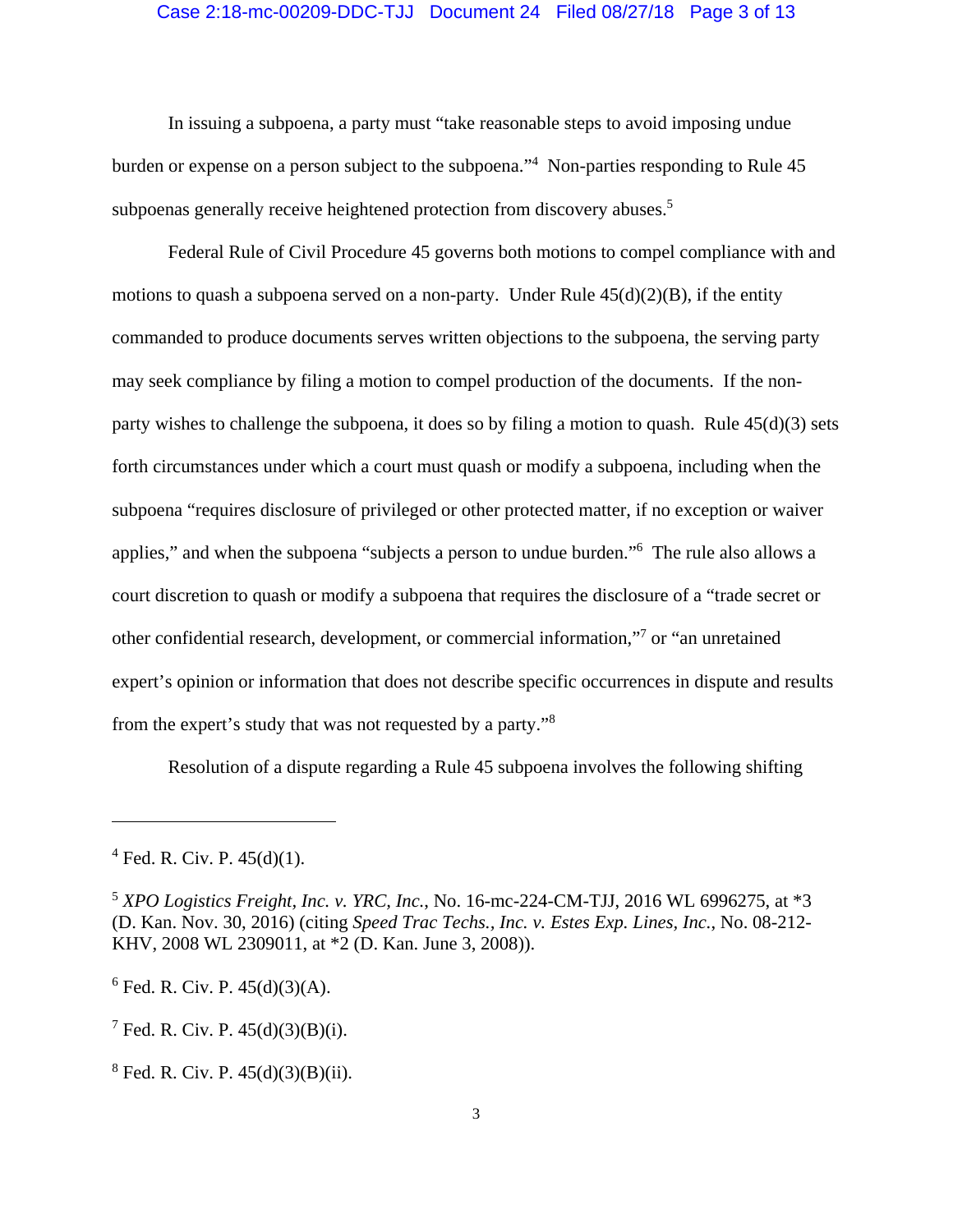In issuing a subpoena, a party must "take reasonable steps to avoid imposing undue burden or expense on a person subject to the subpoena."[4] Non-parties responding to Rule 45 subpoenas generally receive heightened protection from discovery abuses.[5]

Federal Rule of Civil Procedure 45 governs both motions to compel compliance with and motions to quash a subpoena served on a non-party. Under Rule 45(d)(2)(B), if the entity commanded to produce documents serves written objections to the subpoena, the serving party may seek compliance by filing a motion to compel production of the documents. If the non-party wishes to challenge the subpoena, it does so by filing a motion to quash. Rule 45(d)(3) sets forth circumstances under which a court must quash or modify a subpoena, including when the subpoena "requires disclosure of privileged or other protected matter, if no exception or waiver applies," and when the subpoena "subjects a person to undue burden."[6] The rule also allows a court discretion to quash or modify a subpoena that requires the disclosure of a "trade secret or other confidential research, development, or commercial information,"[7] or "an unretained expert's opinion or information that does not describe specific occurrences in dispute and results from the expert's study that was not requested by a party."[8]

Resolution of a dispute regarding a Rule 45 subpoena involves the following shifting

---

[4] Fed. R. Civ. P. 45(d)(1).

[5] *XPO Logistics Freight, Inc. v. YRC, Inc.*, No. 16-mc-224-CM-TJJ, 2016 WL 6996275, at *3 (D. Kan. Nov. 30, 2016) (citing *Speed Trac Techs., Inc. v. Estes Exp. Lines, Inc.*, No. 08-212-KHV, 2008 WL 2309011, at *2 (D. Kan. June 3, 2008)).

[6] Fed. R. Civ. P. 45(d)(3)(A).

[7] Fed. R. Civ. P. 45(d)(3)(B)(i).

[8] Fed. R. Civ. P. 45(d)(3)(B)(ii).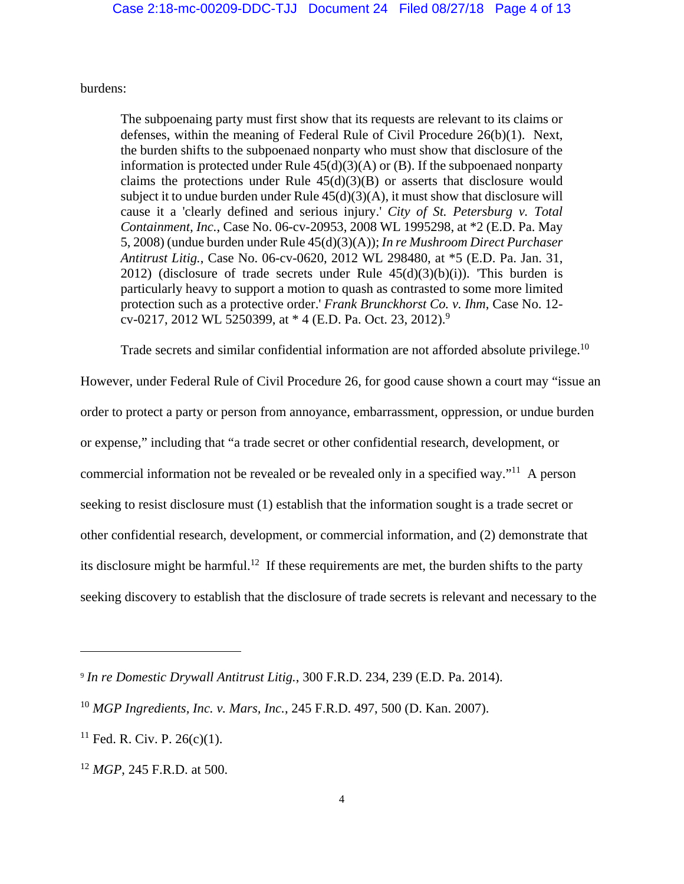burdens:

> The subpoenaing party must first show that its requests are relevant to its claims or defenses, within the meaning of Federal Rule of Civil Procedure 26(b)(1). Next, the burden shifts to the subpoenaed nonparty who must show that disclosure of the information is protected under Rule 45(d)(3)(A) or (B). If the subpoenaed nonparty claims the protections under Rule 45(d)(3)(B) or asserts that disclosure would subject it to undue burden under Rule 45(d)(3)(A), it must show that disclosure will cause it a 'clearly defined and serious injury.' *City of St. Petersburg v. Total Containment, Inc.*, Case No. 06-cv-20953, 2008 WL 1995298, at *2 (E.D. Pa. May 5, 2008) (undue burden under Rule 45(d)(3)(A)); *In re Mushroom Direct Purchaser Antitrust Litig.*, Case No. 06-cv-0620, 2012 WL 298480, at *5 (E.D. Pa. Jan. 31, 2012) (disclosure of trade secrets under Rule 45(d)(3)(b)(i)). 'This burden is particularly heavy to support a motion to quash as contrasted to some more limited protection such as a protective order.' *Frank Brunckhorst Co. v. Ihm*, Case No. 12-cv-0217, 2012 WL 5250399, at * 4 (E.D. Pa. Oct. 23, 2012).[9]

Trade secrets and similar confidential information are not afforded absolute privilege.[10] However, under Federal Rule of Civil Procedure 26, for good cause shown a court may "issue an order to protect a party or person from annoyance, embarrassment, oppression, or undue burden or expense," including that "a trade secret or other confidential research, development, or commercial information not be revealed or be revealed only in a specified way."[11] A person seeking to resist disclosure must (1) establish that the information sought is a trade secret or other confidential research, development, or commercial information, and (2) demonstrate that its disclosure might be harmful.[12] If these requirements are met, the burden shifts to the party seeking discovery to establish that the disclosure of trade secrets is relevant and necessary to the

---

[9] *In re Domestic Drywall Antitrust Litig.*, 300 F.R.D. 234, 239 (E.D. Pa. 2014).

[10] *MGP Ingredients, Inc. v. Mars, Inc.*, 245 F.R.D. 497, 500 (D. Kan. 2007).

[11] Fed. R. Civ. P. 26(c)(1).

[12] *MGP*, 245 F.R.D. at 500.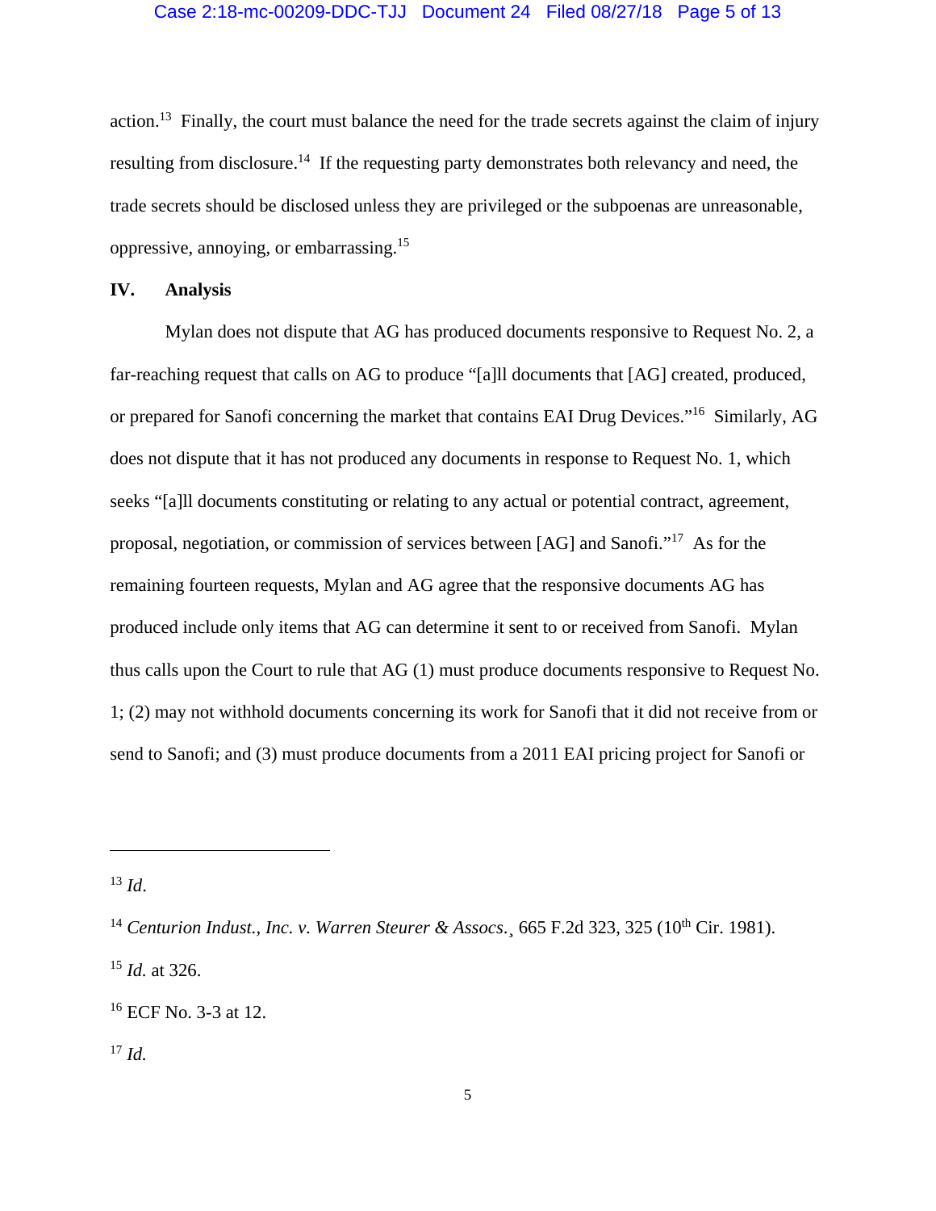action.[13] Finally, the court must balance the need for the trade secrets against the claim of injury resulting from disclosure.[14] If the requesting party demonstrates both relevancy and need, the trade secrets should be disclosed unless they are privileged or the subpoenas are unreasonable, oppressive, annoying, or embarrassing.[15]

## IV. Analysis

Mylan does not dispute that AG has produced documents responsive to Request No. 2, a far-reaching request that calls on AG to produce "[a]ll documents that [AG] created, produced, or prepared for Sanofi concerning the market that contains EAI Drug Devices."[16] Similarly, AG does not dispute that it has not produced any documents in response to Request No. 1, which seeks "[a]ll documents constituting or relating to any actual or potential contract, agreement, proposal, negotiation, or commission of services between [AG] and Sanofi."[17] As for the remaining fourteen requests, Mylan and AG agree that the responsive documents AG has produced include only items that AG can determine it sent to or received from Sanofi. Mylan thus calls upon the Court to rule that AG (1) must produce documents responsive to Request No. 1; (2) may not withhold documents concerning its work for Sanofi that it did not receive from or send to Sanofi; and (3) must produce documents from a 2011 EAI pricing project for Sanofi or

---

[13] *Id*.

[14] *Centurion Indust., Inc. v. Warren Steurer & Assocs.*¸ 665 F.2d 323, 325 (10th Cir. 1981).

[15] *Id.* at 326.

[16] ECF No. 3-3 at 12.

[17] *Id.*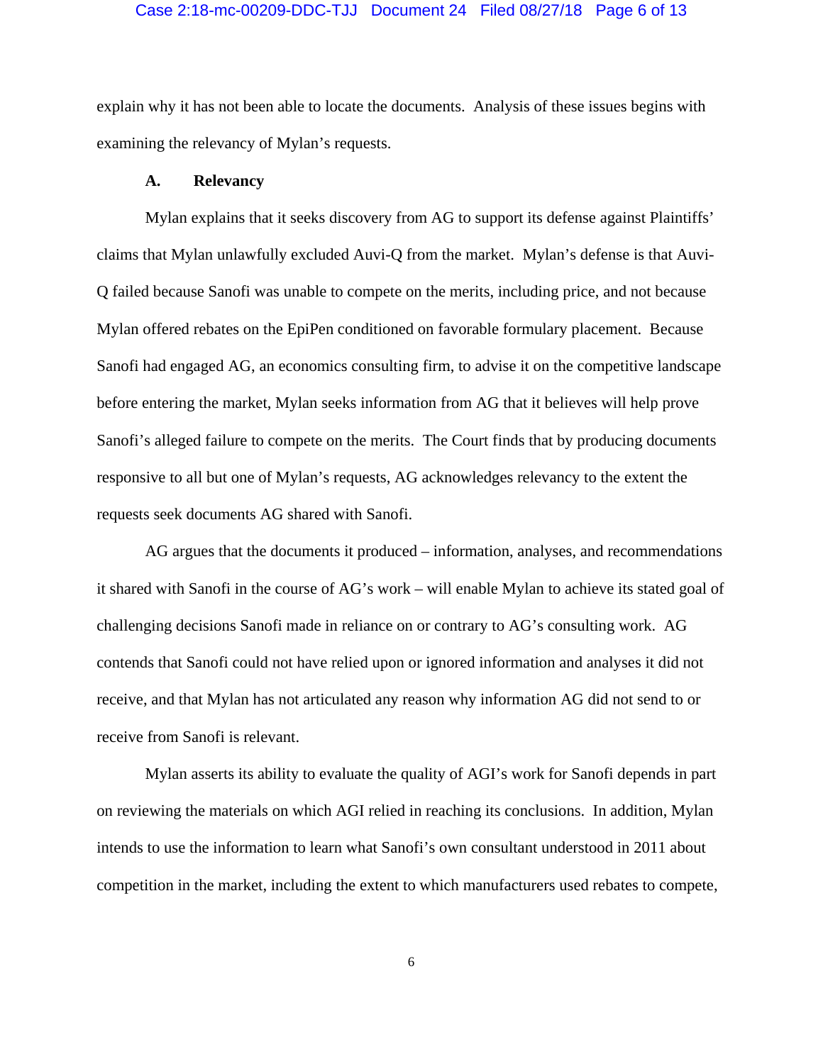explain why it has not been able to locate the documents. Analysis of these issues begins with examining the relevancy of Mylan's requests.

### A. Relevancy

Mylan explains that it seeks discovery from AG to support its defense against Plaintiffs' claims that Mylan unlawfully excluded Auvi-Q from the market. Mylan's defense is that Auvi-Q failed because Sanofi was unable to compete on the merits, including price, and not because Mylan offered rebates on the EpiPen conditioned on favorable formulary placement. Because Sanofi had engaged AG, an economics consulting firm, to advise it on the competitive landscape before entering the market, Mylan seeks information from AG that it believes will help prove Sanofi's alleged failure to compete on the merits. The Court finds that by producing documents responsive to all but one of Mylan's requests, AG acknowledges relevancy to the extent the requests seek documents AG shared with Sanofi.

AG argues that the documents it produced – information, analyses, and recommendations it shared with Sanofi in the course of AG's work – will enable Mylan to achieve its stated goal of challenging decisions Sanofi made in reliance on or contrary to AG's consulting work. AG contends that Sanofi could not have relied upon or ignored information and analyses it did not receive, and that Mylan has not articulated any reason why information AG did not send to or receive from Sanofi is relevant.

Mylan asserts its ability to evaluate the quality of AGI's work for Sanofi depends in part on reviewing the materials on which AGI relied in reaching its conclusions. In addition, Mylan intends to use the information to learn what Sanofi's own consultant understood in 2011 about competition in the market, including the extent to which manufacturers used rebates to compete,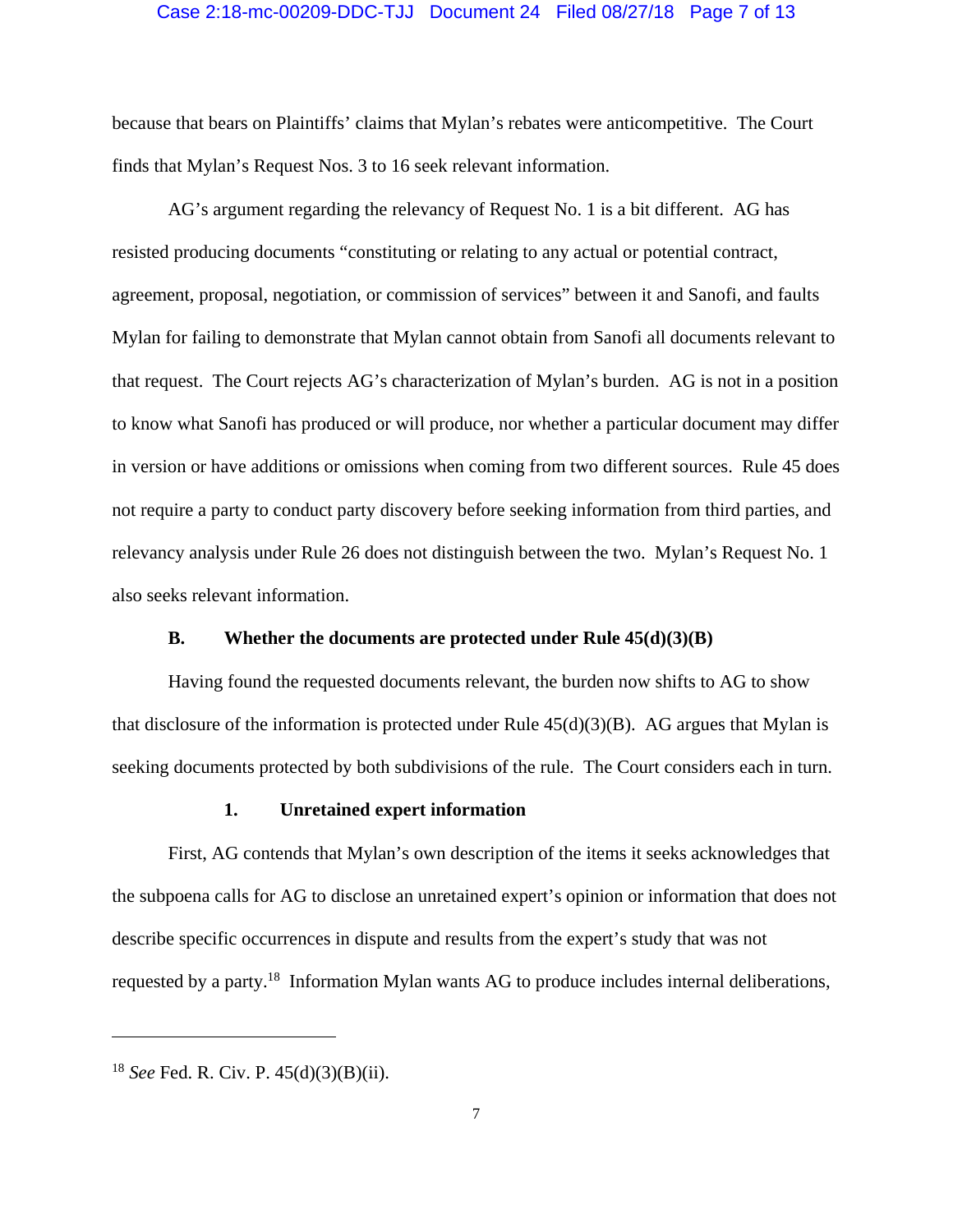because that bears on Plaintiffs' claims that Mylan's rebates were anticompetitive. The Court finds that Mylan's Request Nos. 3 to 16 seek relevant information.

AG's argument regarding the relevancy of Request No. 1 is a bit different. AG has resisted producing documents "constituting or relating to any actual or potential contract, agreement, proposal, negotiation, or commission of services" between it and Sanofi, and faults Mylan for failing to demonstrate that Mylan cannot obtain from Sanofi all documents relevant to that request. The Court rejects AG's characterization of Mylan's burden. AG is not in a position to know what Sanofi has produced or will produce, nor whether a particular document may differ in version or have additions or omissions when coming from two different sources. Rule 45 does not require a party to conduct party discovery before seeking information from third parties, and relevancy analysis under Rule 26 does not distinguish between the two. Mylan's Request No. 1 also seeks relevant information.

### B. Whether the documents are protected under Rule 45(d)(3)(B)

Having found the requested documents relevant, the burden now shifts to AG to show that disclosure of the information is protected under Rule 45(d)(3)(B). AG argues that Mylan is seeking documents protected by both subdivisions of the rule. The Court considers each in turn.

#### 1. Unretained expert information

First, AG contends that Mylan's own description of the items it seeks acknowledges that the subpoena calls for AG to disclose an unretained expert's opinion or information that does not describe specific occurrences in dispute and results from the expert's study that was not requested by a party.[18] Information Mylan wants AG to produce includes internal deliberations,

---

[18] *See* Fed. R. Civ. P. 45(d)(3)(B)(ii).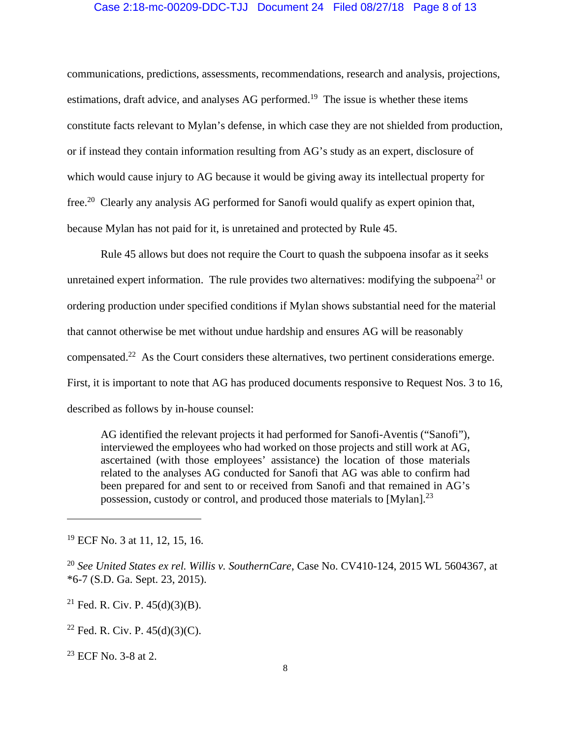communications, predictions, assessments, recommendations, research and analysis, projections, estimations, draft advice, and analyses AG performed.[19] The issue is whether these items constitute facts relevant to Mylan's defense, in which case they are not shielded from production, or if instead they contain information resulting from AG's study as an expert, disclosure of which would cause injury to AG because it would be giving away its intellectual property for free.[20] Clearly any analysis AG performed for Sanofi would qualify as expert opinion that, because Mylan has not paid for it, is unretained and protected by Rule 45.

Rule 45 allows but does not require the Court to quash the subpoena insofar as it seeks unretained expert information. The rule provides two alternatives: modifying the subpoena[21] or ordering production under specified conditions if Mylan shows substantial need for the material that cannot otherwise be met without undue hardship and ensures AG will be reasonably compensated.[22] As the Court considers these alternatives, two pertinent considerations emerge. First, it is important to note that AG has produced documents responsive to Request Nos. 3 to 16, described as follows by in-house counsel:

> AG identified the relevant projects it had performed for Sanofi-Aventis ("Sanofi"), interviewed the employees who had worked on those projects and still work at AG, ascertained (with those employees' assistance) the location of those materials related to the analyses AG conducted for Sanofi that AG was able to confirm had been prepared for and sent to or received from Sanofi and that remained in AG's possession, custody or control, and produced those materials to [Mylan].[23]

---

[19] ECF No. 3 at 11, 12, 15, 16.

[20] *See United States ex rel. Willis v. SouthernCare*, Case No. CV410-124, 2015 WL 5604367, at *6-7 (S.D. Ga. Sept. 23, 2015).

[21] Fed. R. Civ. P. 45(d)(3)(B).

[22] Fed. R. Civ. P. 45(d)(3)(C).

[23] ECF No. 3-8 at 2.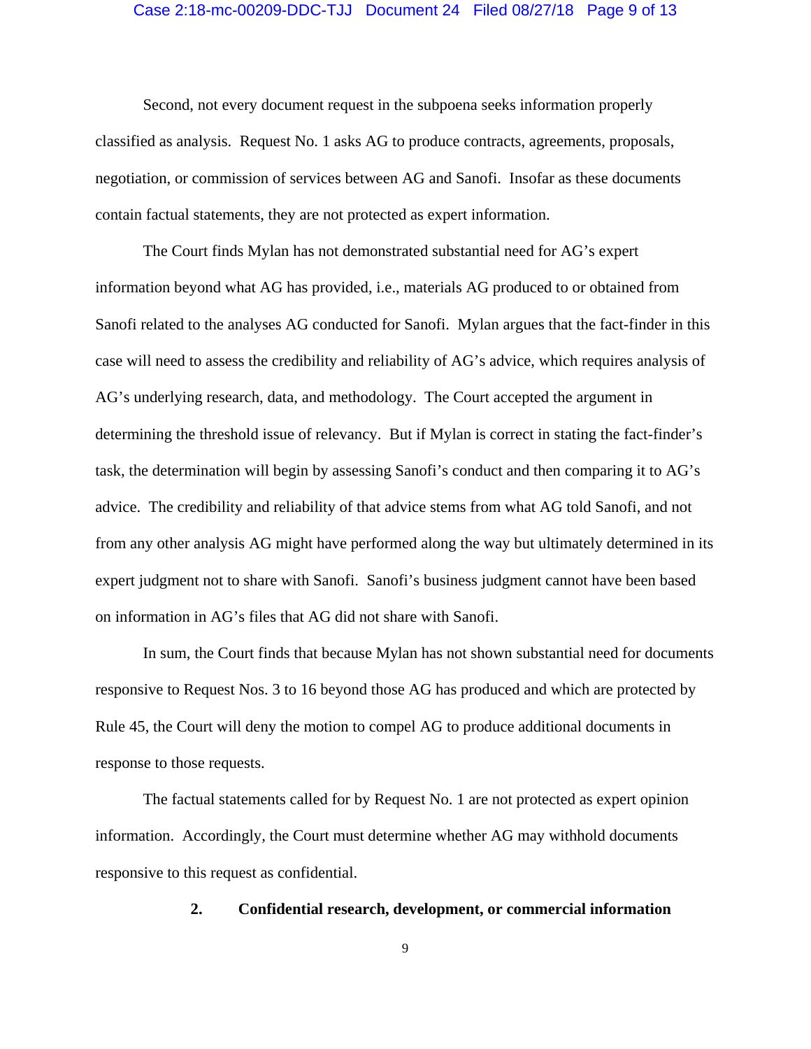Second, not every document request in the subpoena seeks information properly classified as analysis. Request No. 1 asks AG to produce contracts, agreements, proposals, negotiation, or commission of services between AG and Sanofi. Insofar as these documents contain factual statements, they are not protected as expert information.

The Court finds Mylan has not demonstrated substantial need for AG's expert information beyond what AG has provided, i.e., materials AG produced to or obtained from Sanofi related to the analyses AG conducted for Sanofi. Mylan argues that the fact-finder in this case will need to assess the credibility and reliability of AG's advice, which requires analysis of AG's underlying research, data, and methodology. The Court accepted the argument in determining the threshold issue of relevancy. But if Mylan is correct in stating the fact-finder's task, the determination will begin by assessing Sanofi's conduct and then comparing it to AG's advice. The credibility and reliability of that advice stems from what AG told Sanofi, and not from any other analysis AG might have performed along the way but ultimately determined in its expert judgment not to share with Sanofi. Sanofi's business judgment cannot have been based on information in AG's files that AG did not share with Sanofi.

In sum, the Court finds that because Mylan has not shown substantial need for documents responsive to Request Nos. 3 to 16 beyond those AG has produced and which are protected by Rule 45, the Court will deny the motion to compel AG to produce additional documents in response to those requests.

The factual statements called for by Request No. 1 are not protected as expert opinion information. Accordingly, the Court must determine whether AG may withhold documents responsive to this request as confidential.

### 2. Confidential research, development, or commercial information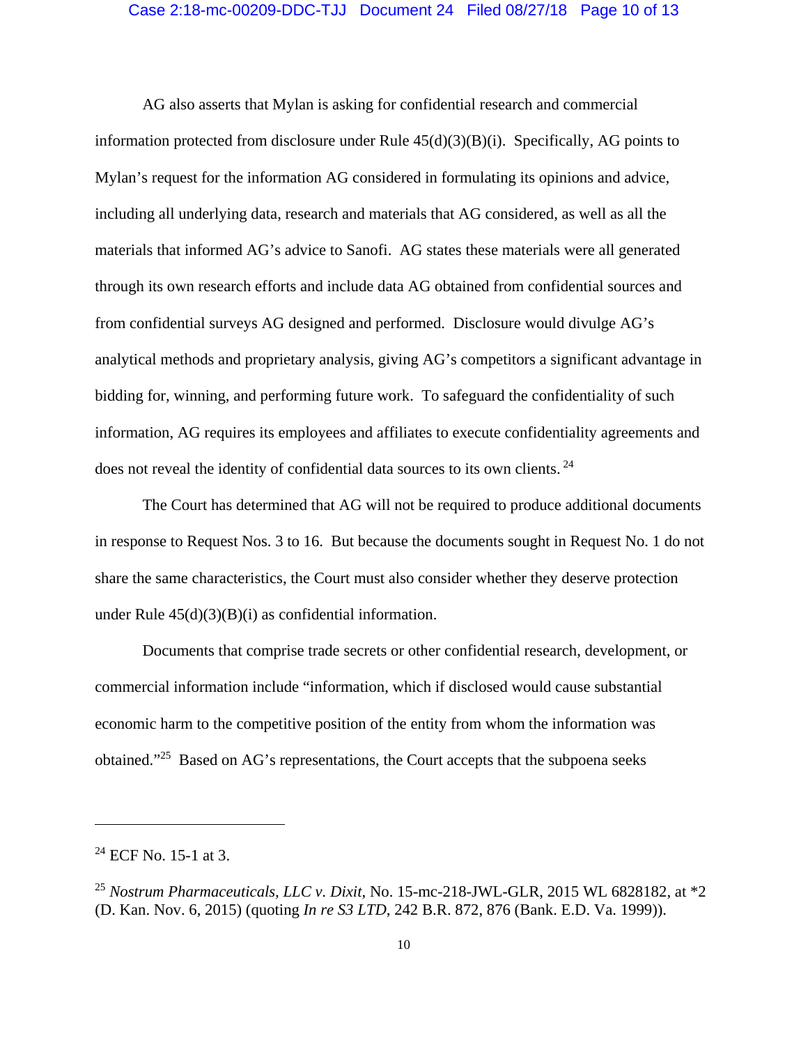AG also asserts that Mylan is asking for confidential research and commercial information protected from disclosure under Rule 45(d)(3)(B)(i). Specifically, AG points to Mylan's request for the information AG considered in formulating its opinions and advice, including all underlying data, research and materials that AG considered, as well as all the materials that informed AG's advice to Sanofi. AG states these materials were all generated through its own research efforts and include data AG obtained from confidential sources and from confidential surveys AG designed and performed. Disclosure would divulge AG's analytical methods and proprietary analysis, giving AG's competitors a significant advantage in bidding for, winning, and performing future work. To safeguard the confidentiality of such information, AG requires its employees and affiliates to execute confidentiality agreements and does not reveal the identity of confidential data sources to its own clients.[24]

The Court has determined that AG will not be required to produce additional documents in response to Request Nos. 3 to 16. But because the documents sought in Request No. 1 do not share the same characteristics, the Court must also consider whether they deserve protection under Rule 45(d)(3)(B)(i) as confidential information.

Documents that comprise trade secrets or other confidential research, development, or commercial information include "information, which if disclosed would cause substantial economic harm to the competitive position of the entity from whom the information was obtained."[25] Based on AG's representations, the Court accepts that the subpoena seeks

---

[24] ECF No. 15-1 at 3.

[25] *Nostrum Pharmaceuticals, LLC v. Dixit*, No. 15-mc-218-JWL-GLR, 2015 WL 6828182, at *2 (D. Kan. Nov. 6, 2015) (quoting *In re S3 LTD*, 242 B.R. 872, 876 (Bank. E.D. Va. 1999)).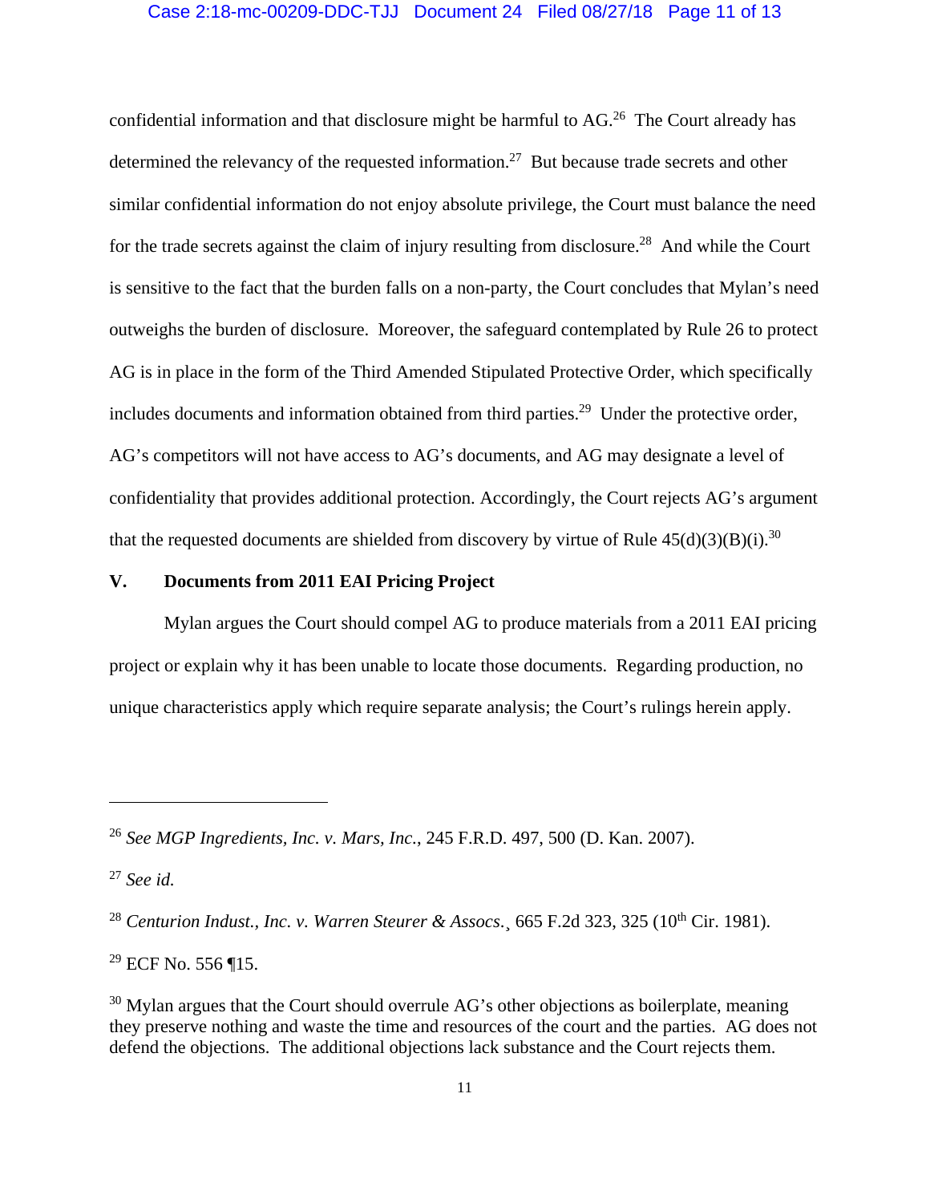confidential information and that disclosure might be harmful to AG.[26] The Court already has determined the relevancy of the requested information.[27] But because trade secrets and other similar confidential information do not enjoy absolute privilege, the Court must balance the need for the trade secrets against the claim of injury resulting from disclosure.[28] And while the Court is sensitive to the fact that the burden falls on a non-party, the Court concludes that Mylan's need outweighs the burden of disclosure. Moreover, the safeguard contemplated by Rule 26 to protect AG is in place in the form of the Third Amended Stipulated Protective Order, which specifically includes documents and information obtained from third parties.[29] Under the protective order, AG's competitors will not have access to AG's documents, and AG may designate a level of confidentiality that provides additional protection. Accordingly, the Court rejects AG's argument that the requested documents are shielded from discovery by virtue of Rule 45(d)(3)(B)(i).[30]

## V. Documents from 2011 EAI Pricing Project

Mylan argues the Court should compel AG to produce materials from a 2011 EAI pricing project or explain why it has been unable to locate those documents. Regarding production, no unique characteristics apply which require separate analysis; the Court's rulings herein apply.

---

[26] *See MGP Ingredients, Inc. v. Mars, Inc.*, 245 F.R.D. 497, 500 (D. Kan. 2007).

[27] *See id.*

[28] *Centurion Indust., Inc. v. Warren Steurer & Assocs.*¸ 665 F.2d 323, 325 (10th Cir. 1981).

[29] ECF No. 556 ¶15.

[30] Mylan argues that the Court should overrule AG's other objections as boilerplate, meaning they preserve nothing and waste the time and resources of the court and the parties. AG does not defend the objections. The additional objections lack substance and the Court rejects them.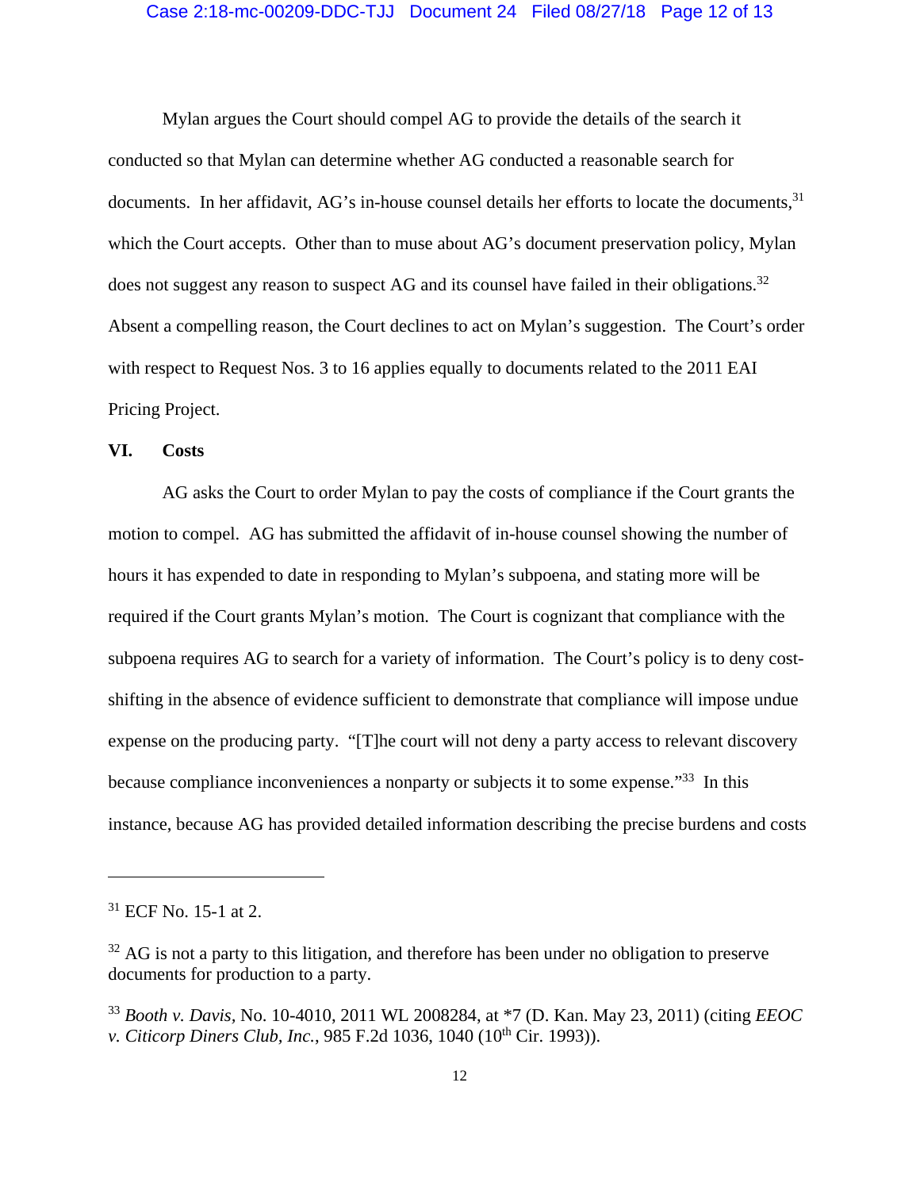Mylan argues the Court should compel AG to provide the details of the search it conducted so that Mylan can determine whether AG conducted a reasonable search for documents. In her affidavit, AG's in-house counsel details her efforts to locate the documents,[31] which the Court accepts. Other than to muse about AG's document preservation policy, Mylan does not suggest any reason to suspect AG and its counsel have failed in their obligations.[32] Absent a compelling reason, the Court declines to act on Mylan's suggestion. The Court's order with respect to Request Nos. 3 to 16 applies equally to documents related to the 2011 EAI Pricing Project.

## VI. Costs

AG asks the Court to order Mylan to pay the costs of compliance if the Court grants the motion to compel. AG has submitted the affidavit of in-house counsel showing the number of hours it has expended to date in responding to Mylan's subpoena, and stating more will be required if the Court grants Mylan's motion. The Court is cognizant that compliance with the subpoena requires AG to search for a variety of information. The Court's policy is to deny cost-shifting in the absence of evidence sufficient to demonstrate that compliance will impose undue expense on the producing party. "[T]he court will not deny a party access to relevant discovery because compliance inconveniences a nonparty or subjects it to some expense."[33] In this instance, because AG has provided detailed information describing the precise burdens and costs

---

[31] ECF No. 15-1 at 2.

[32] AG is not a party to this litigation, and therefore has been under no obligation to preserve documents for production to a party.

[33] *Booth v. Davis*, No. 10-4010, 2011 WL 2008284, at *7 (D. Kan. May 23, 2011) (citing *EEOC v. Citicorp Diners Club, Inc.*, 985 F.2d 1036, 1040 (10th Cir. 1993)).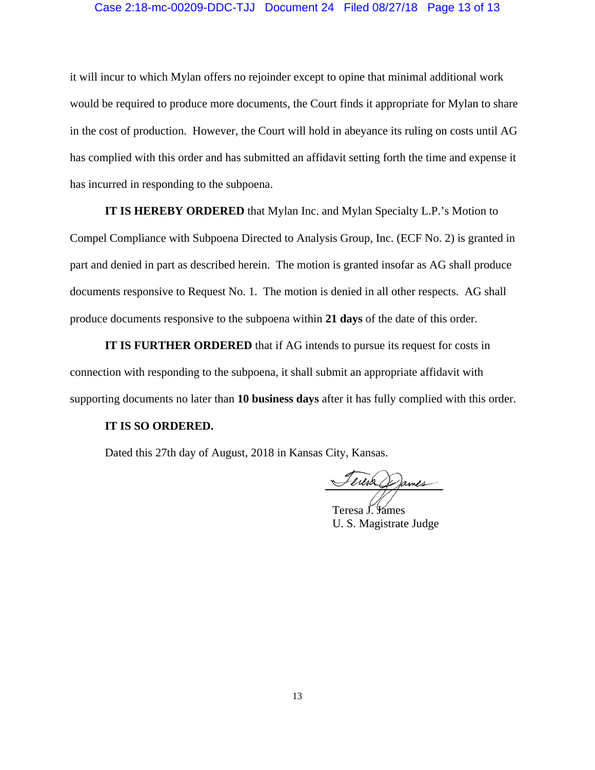it will incur to which Mylan offers no rejoinder except to opine that minimal additional work would be required to produce more documents, the Court finds it appropriate for Mylan to share in the cost of production. However, the Court will hold in abeyance its ruling on costs until AG has complied with this order and has submitted an affidavit setting forth the time and expense it has incurred in responding to the subpoena.

**IT IS HEREBY ORDERED** that Mylan Inc. and Mylan Specialty L.P.'s Motion to Compel Compliance with Subpoena Directed to Analysis Group, Inc. (ECF No. 2) is granted in part and denied in part as described herein. The motion is granted insofar as AG shall produce documents responsive to Request No. 1. The motion is denied in all other respects. AG shall produce documents responsive to the subpoena within **21 days** of the date of this order.

**IT IS FURTHER ORDERED** that if AG intends to pursue its request for costs in connection with responding to the subpoena, it shall submit an appropriate affidavit with supporting documents no later than **10 business days** after it has fully complied with this order.

**IT IS SO ORDERED.**

Dated this 27th day of August, 2018 in Kansas City, Kansas.

Teresa J. James
U. S. Magistrate Judge